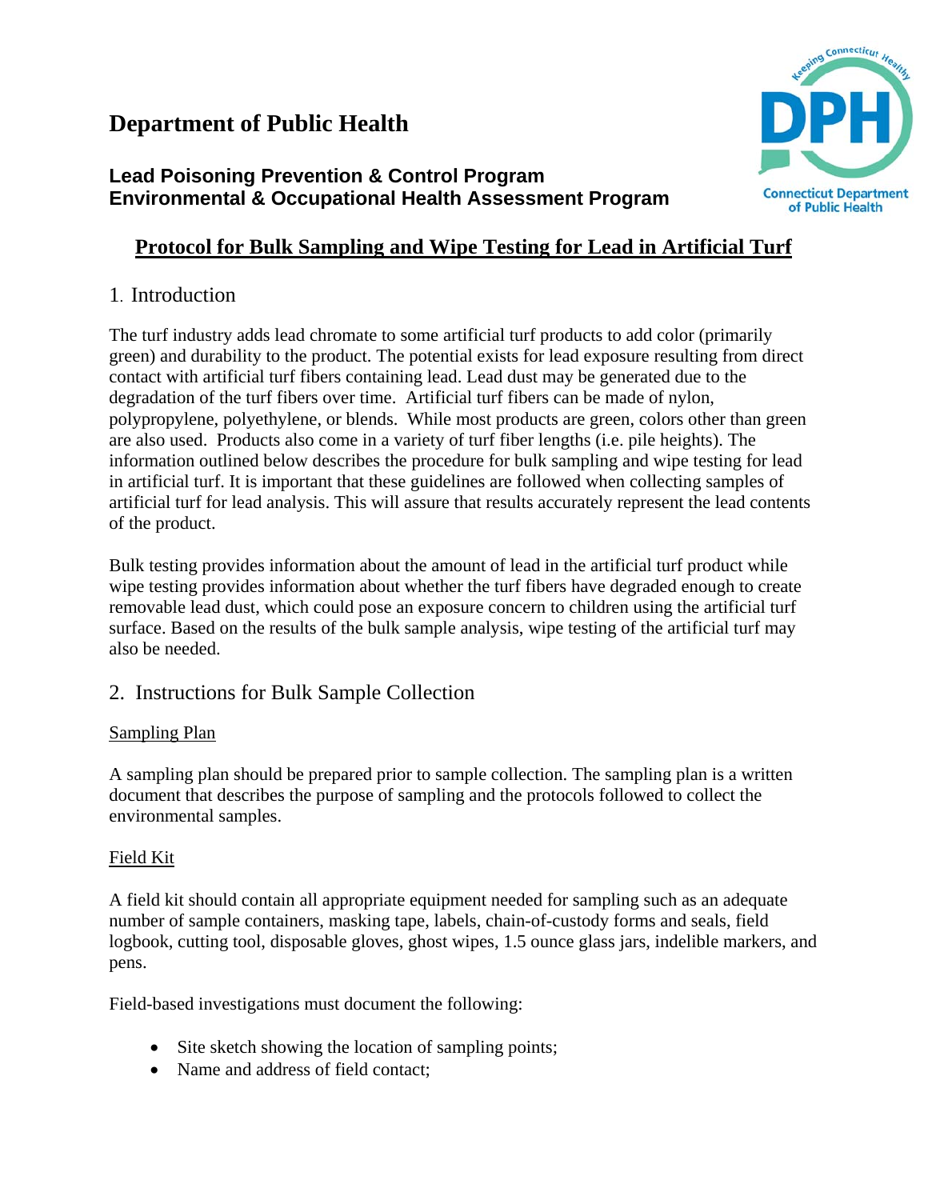# Department of Public Health

### Lead Poisoning Prevention & Control Program
### Environmental & Occupational Health Assessment Program

## Protocol for Bulk Sampling and Wipe Testing for Lead in Artificial Turf

## 1. Introduction

The turf industry adds lead chromate to some artificial turf products to add color (primarily green) and durability to the product. The potential exists for lead exposure resulting from direct contact with artificial turf fibers containing lead. Lead dust may be generated due to the degradation of the turf fibers over time. Artificial turf fibers can be made of nylon, polypropylene, polyethylene, or blends. While most products are green, colors other than green are also used. Products also come in a variety of turf fiber lengths (i.e. pile heights). The information outlined below describes the procedure for bulk sampling and wipe testing for lead in artificial turf. It is important that these guidelines are followed when collecting samples of artificial turf for lead analysis. This will assure that results accurately represent the lead contents of the product.

Bulk testing provides information about the amount of lead in the artificial turf product while wipe testing provides information about whether the turf fibers have degraded enough to create removable lead dust, which could pose an exposure concern to children using the artificial turf surface. Based on the results of the bulk sample analysis, wipe testing of the artificial turf may also be needed.

## 2. Instructions for Bulk Sample Collection

Sampling Plan

A sampling plan should be prepared prior to sample collection. The sampling plan is a written document that describes the purpose of sampling and the protocols followed to collect the environmental samples.

Field Kit

A field kit should contain all appropriate equipment needed for sampling such as an adequate number of sample containers, masking tape, labels, chain-of-custody forms and seals, field logbook, cutting tool, disposable gloves, ghost wipes, 1.5 ounce glass jars, indelible markers, and pens.

Field-based investigations must document the following:

- Site sketch showing the location of sampling points;
- Name and address of field contact;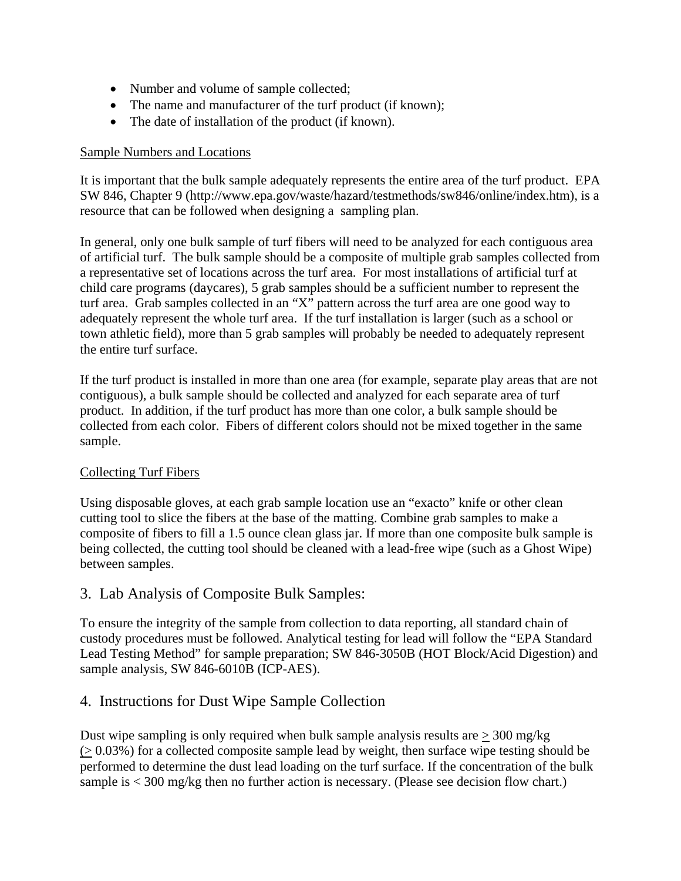- Number and volume of sample collected;
- The name and manufacturer of the turf product (if known);
- The date of installation of the product (if known).

Sample Numbers and Locations

It is important that the bulk sample adequately represents the entire area of the turf product. EPA SW 846, Chapter 9 (http://www.epa.gov/waste/hazard/testmethods/sw846/online/index.htm), is a resource that can be followed when designing a sampling plan.

In general, only one bulk sample of turf fibers will need to be analyzed for each contiguous area of artificial turf. The bulk sample should be a composite of multiple grab samples collected from a representative set of locations across the turf area. For most installations of artificial turf at child care programs (daycares), 5 grab samples should be a sufficient number to represent the turf area. Grab samples collected in an "X" pattern across the turf area are one good way to adequately represent the whole turf area. If the turf installation is larger (such as a school or town athletic field), more than 5 grab samples will probably be needed to adequately represent the entire turf surface.

If the turf product is installed in more than one area (for example, separate play areas that are not contiguous), a bulk sample should be collected and analyzed for each separate area of turf product. In addition, if the turf product has more than one color, a bulk sample should be collected from each color. Fibers of different colors should not be mixed together in the same sample.

Collecting Turf Fibers

Using disposable gloves, at each grab sample location use an "exacto" knife or other clean cutting tool to slice the fibers at the base of the matting. Combine grab samples to make a composite of fibers to fill a 1.5 ounce clean glass jar. If more than one composite bulk sample is being collected, the cutting tool should be cleaned with a lead-free wipe (such as a Ghost Wipe) between samples.

## 3. Lab Analysis of Composite Bulk Samples:

To ensure the integrity of the sample from collection to data reporting, all standard chain of custody procedures must be followed. Analytical testing for lead will follow the "EPA Standard Lead Testing Method" for sample preparation; SW 846-3050B (HOT Block/Acid Digestion) and sample analysis, SW 846-6010B (ICP-AES).

## 4. Instructions for Dust Wipe Sample Collection

Dust wipe sampling is only required when bulk sample analysis results are $\geq$ 300 mg/kg ($\geq$ 0.03%) for a collected composite sample lead by weight, then surface wipe testing should be performed to determine the dust lead loading on the turf surface. If the concentration of the bulk sample is < 300 mg/kg then no further action is necessary. (Please see decision flow chart.)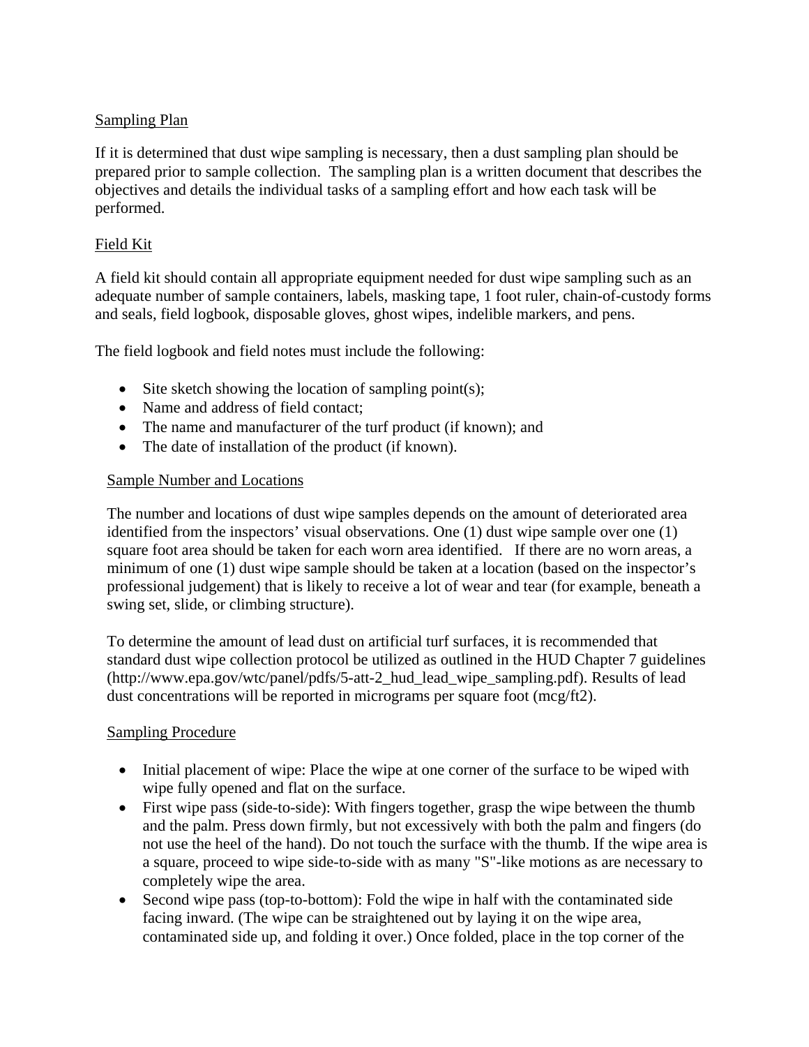Sampling Plan

If it is determined that dust wipe sampling is necessary, then a dust sampling plan should be prepared prior to sample collection. The sampling plan is a written document that describes the objectives and details the individual tasks of a sampling effort and how each task will be performed.

Field Kit

A field kit should contain all appropriate equipment needed for dust wipe sampling such as an adequate number of sample containers, labels, masking tape, 1 foot ruler, chain-of-custody forms and seals, field logbook, disposable gloves, ghost wipes, indelible markers, and pens.

The field logbook and field notes must include the following:

- Site sketch showing the location of sampling point(s);
- Name and address of field contact;
- The name and manufacturer of the turf product (if known); and
- The date of installation of the product (if known).

Sample Number and Locations

The number and locations of dust wipe samples depends on the amount of deteriorated area identified from the inspectors' visual observations. One (1) dust wipe sample over one (1) square foot area should be taken for each worn area identified. If there are no worn areas, a minimum of one (1) dust wipe sample should be taken at a location (based on the inspector's professional judgement) that is likely to receive a lot of wear and tear (for example, beneath a swing set, slide, or climbing structure).

To determine the amount of lead dust on artificial turf surfaces, it is recommended that standard dust wipe collection protocol be utilized as outlined in the HUD Chapter 7 guidelines (http://www.epa.gov/wtc/panel/pdfs/5-att-2_hud_lead_wipe_sampling.pdf). Results of lead dust concentrations will be reported in micrograms per square foot (mcg/ft2).

Sampling Procedure

- Initial placement of wipe: Place the wipe at one corner of the surface to be wiped with wipe fully opened and flat on the surface.
- First wipe pass (side-to-side): With fingers together, grasp the wipe between the thumb and the palm. Press down firmly, but not excessively with both the palm and fingers (do not use the heel of the hand). Do not touch the surface with the thumb. If the wipe area is a square, proceed to wipe side-to-side with as many "S"-like motions as are necessary to completely wipe the area.
- Second wipe pass (top-to-bottom): Fold the wipe in half with the contaminated side facing inward. (The wipe can be straightened out by laying it on the wipe area, contaminated side up, and folding it over.) Once folded, place in the top corner of the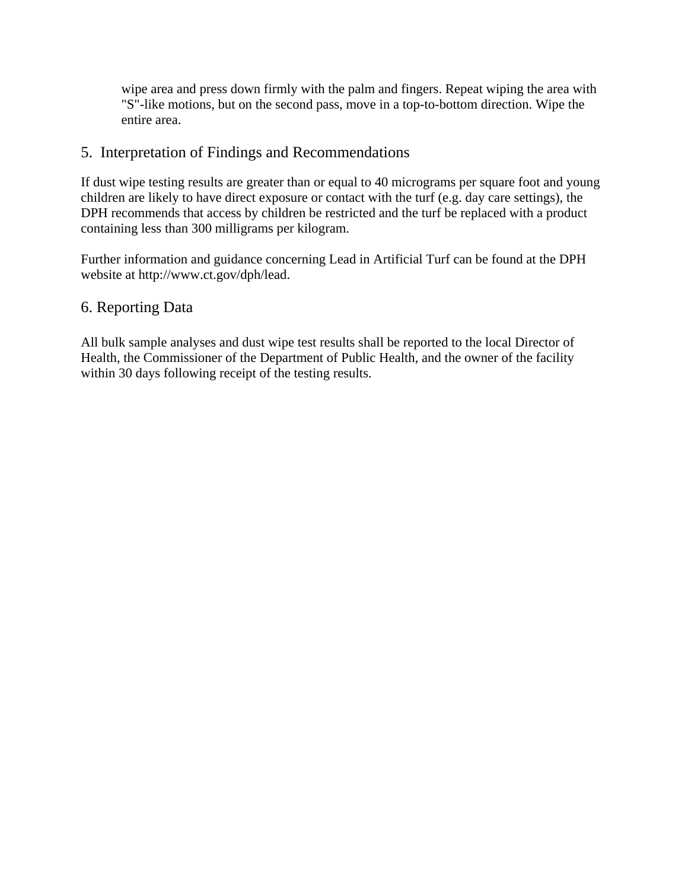wipe area and press down firmly with the palm and fingers. Repeat wiping the area with "S"-like motions, but on the second pass, move in a top-to-bottom direction. Wipe the entire area.

## 5. Interpretation of Findings and Recommendations

If dust wipe testing results are greater than or equal to 40 micrograms per square foot and young children are likely to have direct exposure or contact with the turf (e.g. day care settings), the DPH recommends that access by children be restricted and the turf be replaced with a product containing less than 300 milligrams per kilogram.

Further information and guidance concerning Lead in Artificial Turf can be found at the DPH website at http://www.ct.gov/dph/lead.

## 6. Reporting Data

All bulk sample analyses and dust wipe test results shall be reported to the local Director of Health, the Commissioner of the Department of Public Health, and the owner of the facility within 30 days following receipt of the testing results.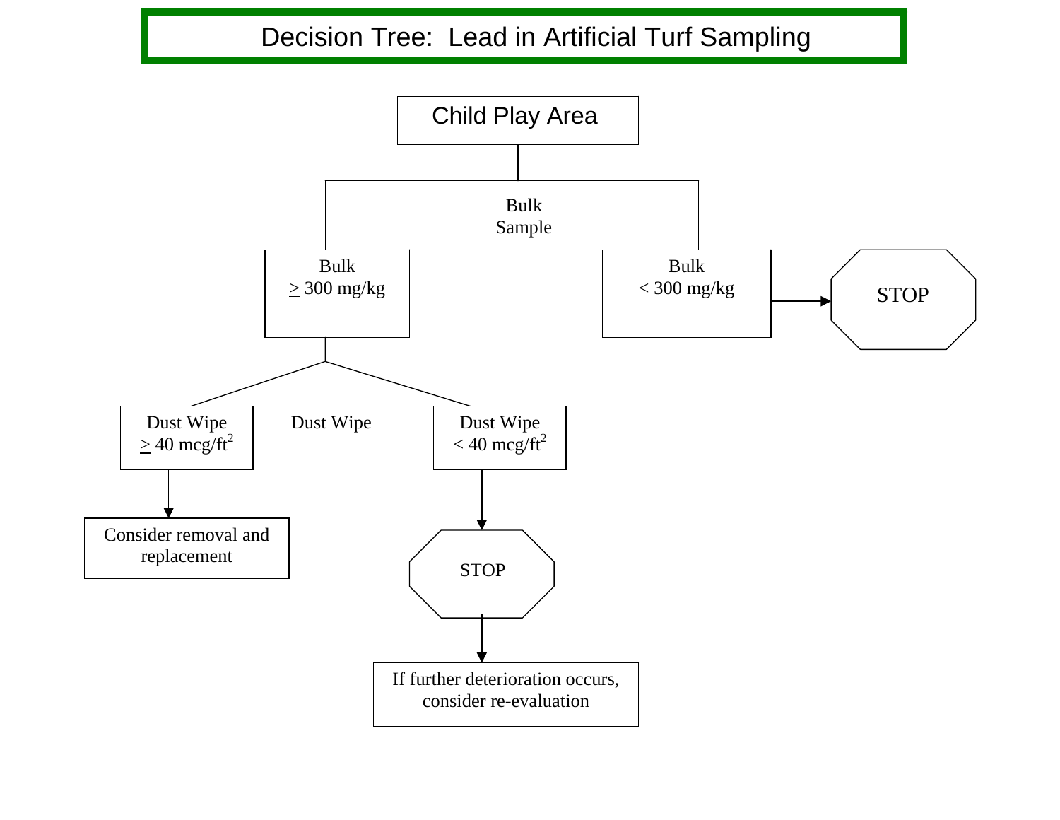# Decision Tree: Lead in Artificial Turf Sampling

Child Play Area

Bulk Sample

Bulk ≥ 300 mg/kg

Bulk < 300 mg/kg

STOP

Dust Wipe

Dust Wipe ≥ 40 mcg/ft$^2$

Dust Wipe < 40 mcg/ft$^2$

Consider removal and replacement

STOP

If further deterioration occurs, consider re-evaluation